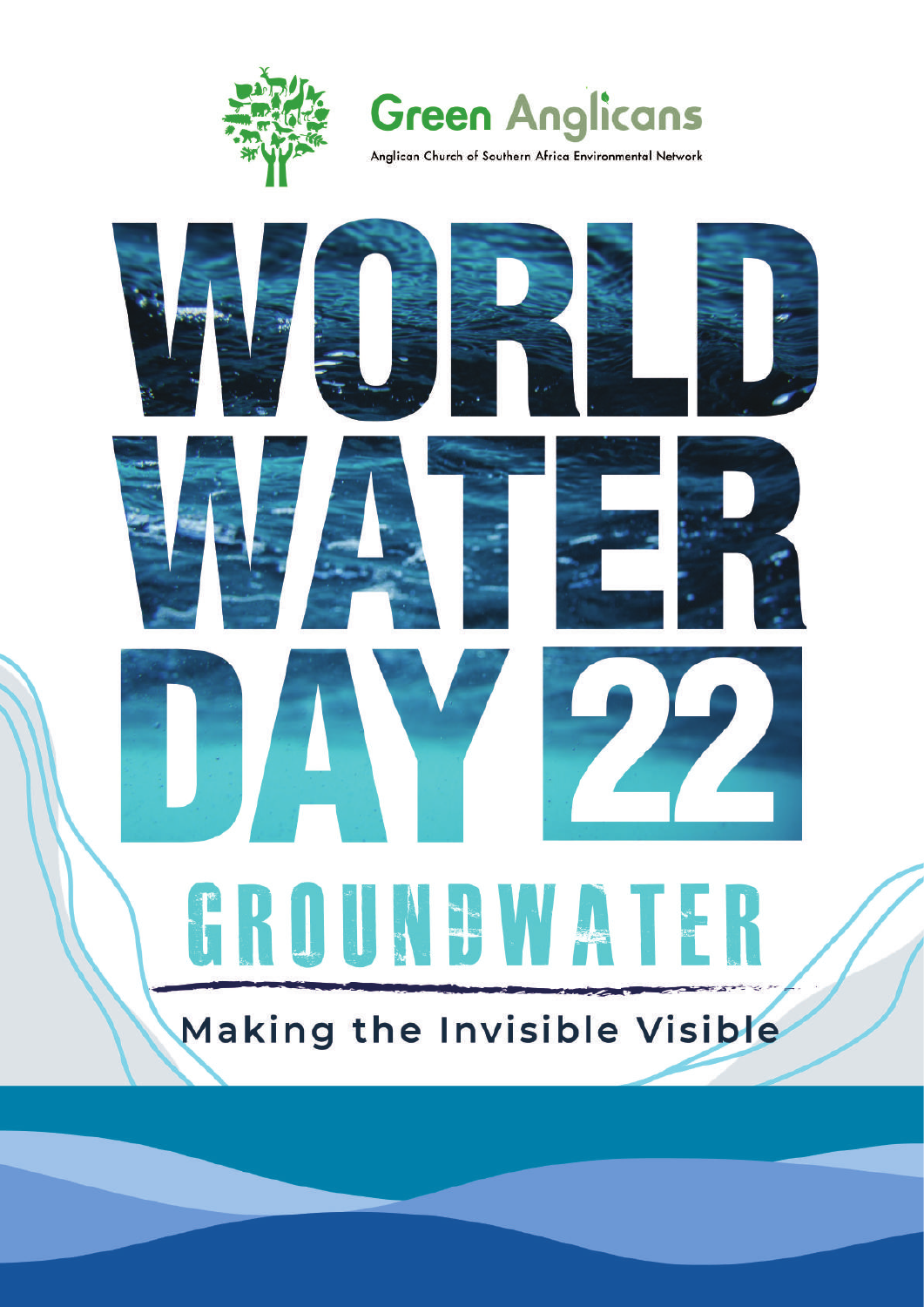Green Anglicans

Anglican Church of Southern Africa Environmental Network

# WORLD WATER DAY 22

## GROUNDWATER

Making the Invisible Visible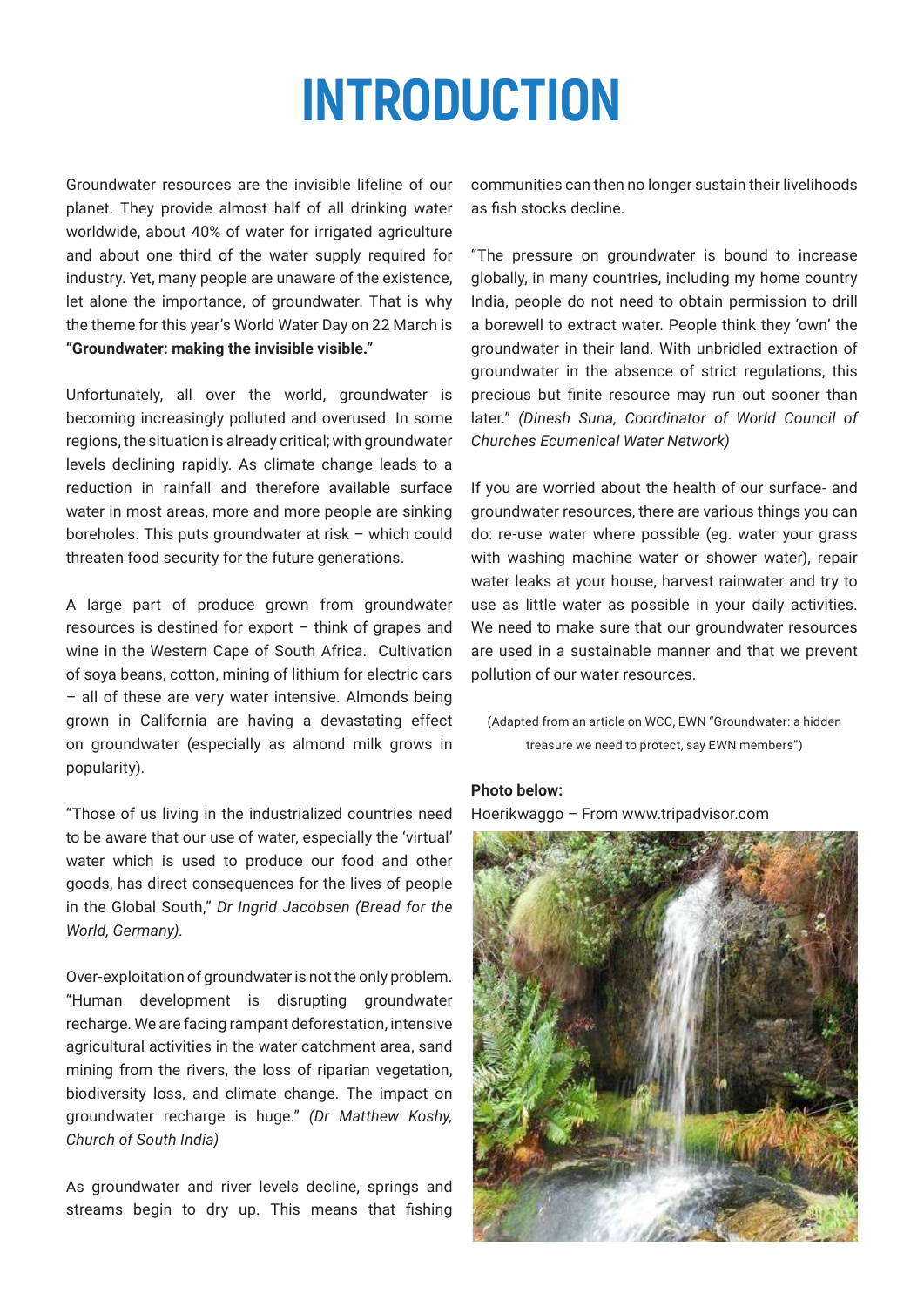# INTRODUCTION

Groundwater resources are the invisible lifeline of our planet. They provide almost half of all drinking water worldwide, about 40% of water for irrigated agriculture and about one third of the water supply required for industry. Yet, many people are unaware of the existence, let alone the importance, of groundwater. That is why the theme for this year's World Water Day on 22 March is **"Groundwater: making the invisible visible."**

Unfortunately, all over the world, groundwater is becoming increasingly polluted and overused. In some regions, the situation is already critical; with groundwater levels declining rapidly. As climate change leads to a reduction in rainfall and therefore available surface water in most areas, more and more people are sinking boreholes. This puts groundwater at risk – which could threaten food security for the future generations.

A large part of produce grown from groundwater resources is destined for export – think of grapes and wine in the Western Cape of South Africa. Cultivation of soya beans, cotton, mining of lithium for electric cars – all of these are very water intensive. Almonds being grown in California are having a devastating effect on groundwater (especially as almond milk grows in popularity).

"Those of us living in the industrialized countries need to be aware that our use of water, especially the 'virtual' water which is used to produce our food and other goods, has direct consequences for the lives of people in the Global South," *Dr Ingrid Jacobsen (Bread for the World, Germany).*

Over-exploitation of groundwater is not the only problem. "Human development is disrupting groundwater recharge. We are facing rampant deforestation, intensive agricultural activities in the water catchment area, sand mining from the rivers, the loss of riparian vegetation, biodiversity loss, and climate change. The impact on groundwater recharge is huge." *(Dr Matthew Koshy, Church of South India)*

As groundwater and river levels decline, springs and streams begin to dry up. This means that fishing communities can then no longer sustain their livelihoods as fish stocks decline.

"The pressure on groundwater is bound to increase globally, in many countries, including my home country India, people do not need to obtain permission to drill a borewell to extract water. People think they 'own' the groundwater in their land. With unbridled extraction of groundwater in the absence of strict regulations, this precious but finite resource may run out sooner than later." *(Dinesh Suna, Coordinator of World Council of Churches Ecumenical Water Network)*

If you are worried about the health of our surface- and groundwater resources, there are various things you can do: re-use water where possible (eg. water your grass with washing machine water or shower water), repair water leaks at your house, harvest rainwater and try to use as little water as possible in your daily activities. We need to make sure that our groundwater resources are used in a sustainable manner and that we prevent pollution of our water resources.

(Adapted from an article on WCC, EWN "Groundwater: a hidden treasure we need to protect, say EWN members")

**Photo below:**
Hoerikwaggo – From www.tripadvisor.com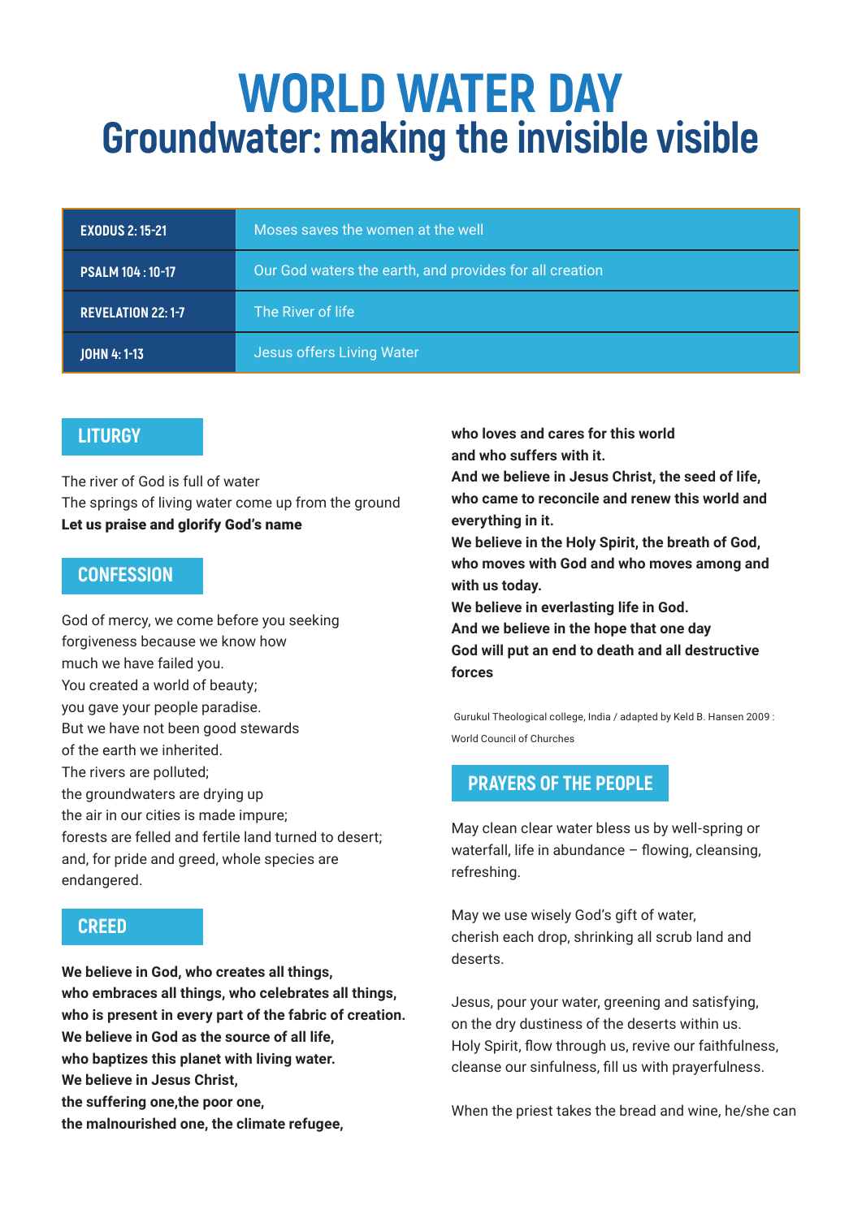# WORLD WATER DAY
## Groundwater: making the invisible visible

| | |
|---|---|
| **EXODUS 2: 15-21** | Moses saves the women at the well |
| **PSALM 104 : 10-17** | Our God waters the earth, and provides for all creation |
| **REVELATION 22: 1-7** | The River of life |
| **JOHN 4: 1-13** | Jesus offers Living Water |

## LITURGY

The river of God is full of water
The springs of living water come up from the ground
**Let us praise and glorify God's name**

## CONFESSION

God of mercy, we come before you seeking forgiveness because we know how much we have failed you.
You created a world of beauty;
you gave your people paradise.
But we have not been good stewards of the earth we inherited.
The rivers are polluted;
the groundwaters are drying up
the air in our cities is made impure;
forests are felled and fertile land turned to desert;
and, for pride and greed, whole species are endangered.

## CREED

**We believe in God, who creates all things,
who embraces all things, who celebrates all things,
who is present in every part of the fabric of creation.
We believe in God as the source of all life,
who baptizes this planet with living water.
We believe in Jesus Christ,
the suffering one,the poor one,
the malnourished one, the climate refugee,
who loves and cares for this world
and who suffers with it.
And we believe in Jesus Christ, the seed of life,
who came to reconcile and renew this world and everything in it.
We believe in the Holy Spirit, the breath of God,
who moves with God and who moves among and with us today.
We believe in everlasting life in God.
And we believe in the hope that one day
God will put an end to death and all destructive forces**

Gurukul Theological college, India / adapted by Keld B. Hansen 2009 : World Council of Churches

## PRAYERS OF THE PEOPLE

May clean clear water bless us by well-spring or waterfall, life in abundance – flowing, cleansing, refreshing.

May we use wisely God's gift of water,
cherish each drop, shrinking all scrub land and deserts.

Jesus, pour your water, greening and satisfying,
on the dry dustiness of the deserts within us.
Holy Spirit, flow through us, revive our faithfulness,
cleanse our sinfulness, fill us with prayerfulness.

When the priest takes the bread and wine, he/she can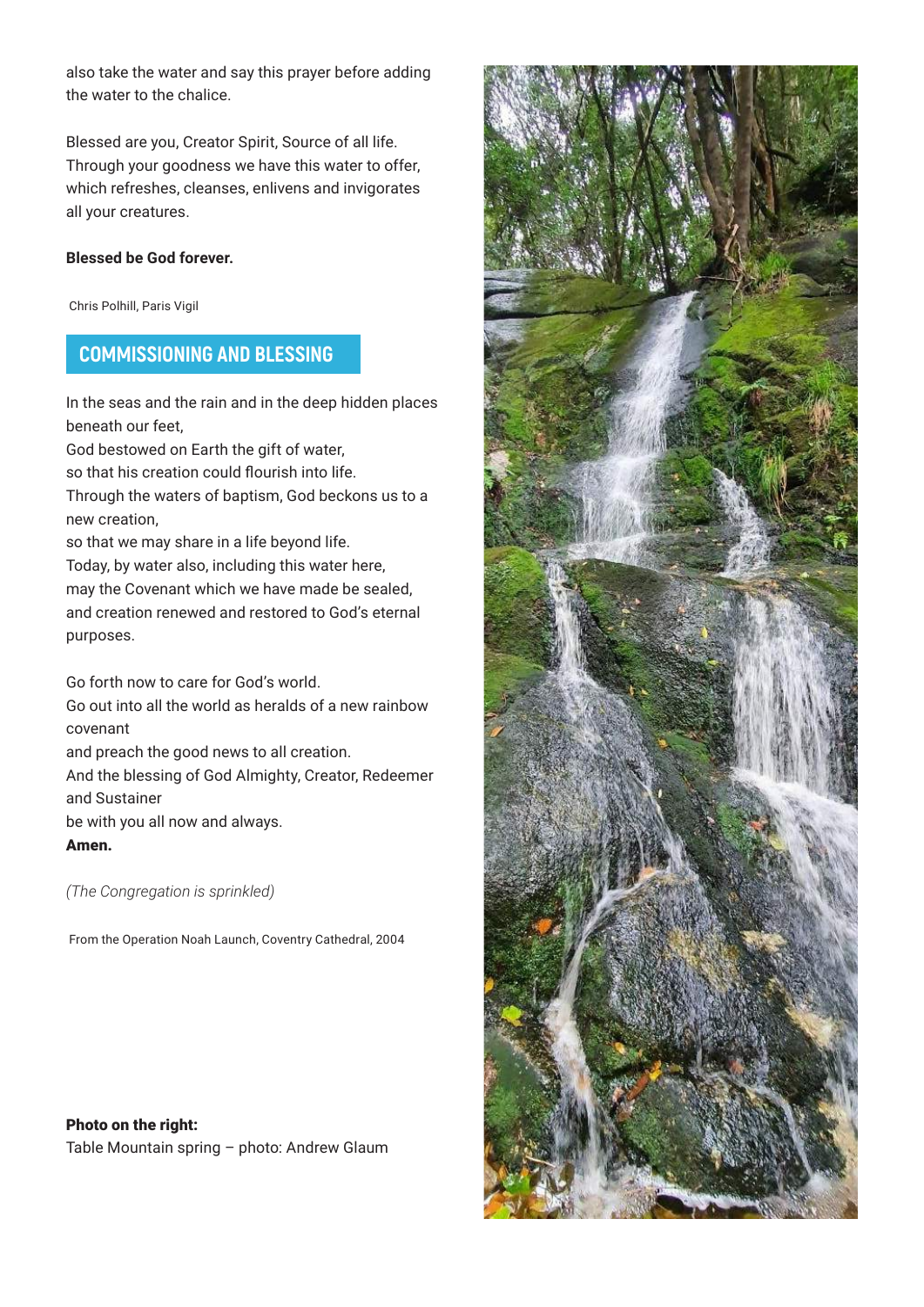also take the water and say this prayer before adding the water to the chalice.

Blessed are you, Creator Spirit, Source of all life.
Through your goodness we have this water to offer,
which refreshes, cleanses, enlivens and invigorates
all your creatures.

**Blessed be God forever.**

Chris Polhill, Paris Vigil

## COMMISSIONING AND BLESSING

In the seas and the rain and in the deep hidden places beneath our feet,
God bestowed on Earth the gift of water,
so that his creation could flourish into life.
Through the waters of baptism, God beckons us to a new creation,
so that we may share in a life beyond life.
Today, by water also, including this water here,
may the Covenant which we have made be sealed,
and creation renewed and restored to God's eternal purposes.

Go forth now to care for God's world.
Go out into all the world as heralds of a new rainbow covenant
and preach the good news to all creation.
And the blessing of God Almighty, Creator, Redeemer and Sustainer
be with you all now and always.
**Amen.**

*(The Congregation is sprinkled)*

From the Operation Noah Launch, Coventry Cathedral, 2004

**Photo on the right:**
Table Mountain spring – photo: Andrew Glaum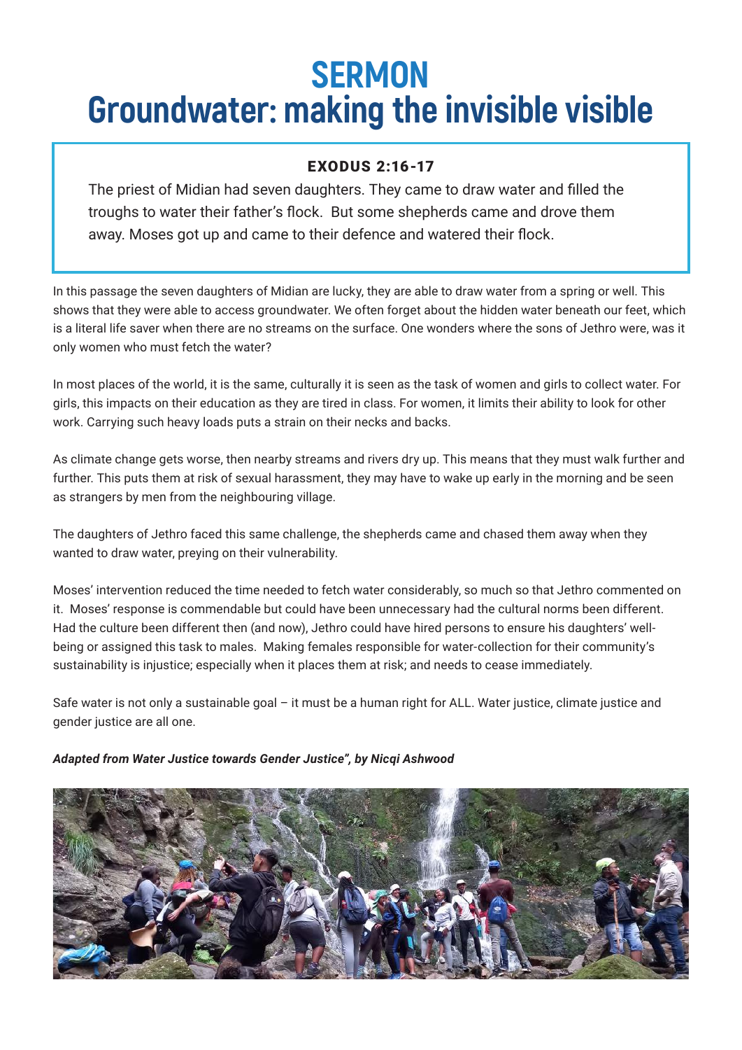# SERMON
# Groundwater: making the invisible visible

**EXODUS 2:16-17**

The priest of Midian had seven daughters. They came to draw water and filled the troughs to water their father's flock. But some shepherds came and drove them away. Moses got up and came to their defence and watered their flock.

In this passage the seven daughters of Midian are lucky, they are able to draw water from a spring or well. This shows that they were able to access groundwater. We often forget about the hidden water beneath our feet, which is a literal life saver when there are no streams on the surface. One wonders where the sons of Jethro were, was it only women who must fetch the water?

In most places of the world, it is the same, culturally it is seen as the task of women and girls to collect water. For girls, this impacts on their education as they are tired in class. For women, it limits their ability to look for other work. Carrying such heavy loads puts a strain on their necks and backs.

As climate change gets worse, then nearby streams and rivers dry up. This means that they must walk further and further. This puts them at risk of sexual harassment, they may have to wake up early in the morning and be seen as strangers by men from the neighbouring village.

The daughters of Jethro faced this same challenge, the shepherds came and chased them away when they wanted to draw water, preying on their vulnerability.

Moses' intervention reduced the time needed to fetch water considerably, so much so that Jethro commented on it. Moses' response is commendable but could have been unnecessary had the cultural norms been different. Had the culture been different then (and now), Jethro could have hired persons to ensure his daughters' well-being or assigned this task to males. Making females responsible for water-collection for their community's sustainability is injustice; especially when it places them at risk; and needs to cease immediately.

Safe water is not only a sustainable goal – it must be a human right for ALL. Water justice, climate justice and gender justice are all one.

***Adapted from Water Justice towards Gender Justice", by Nicqi Ashwood***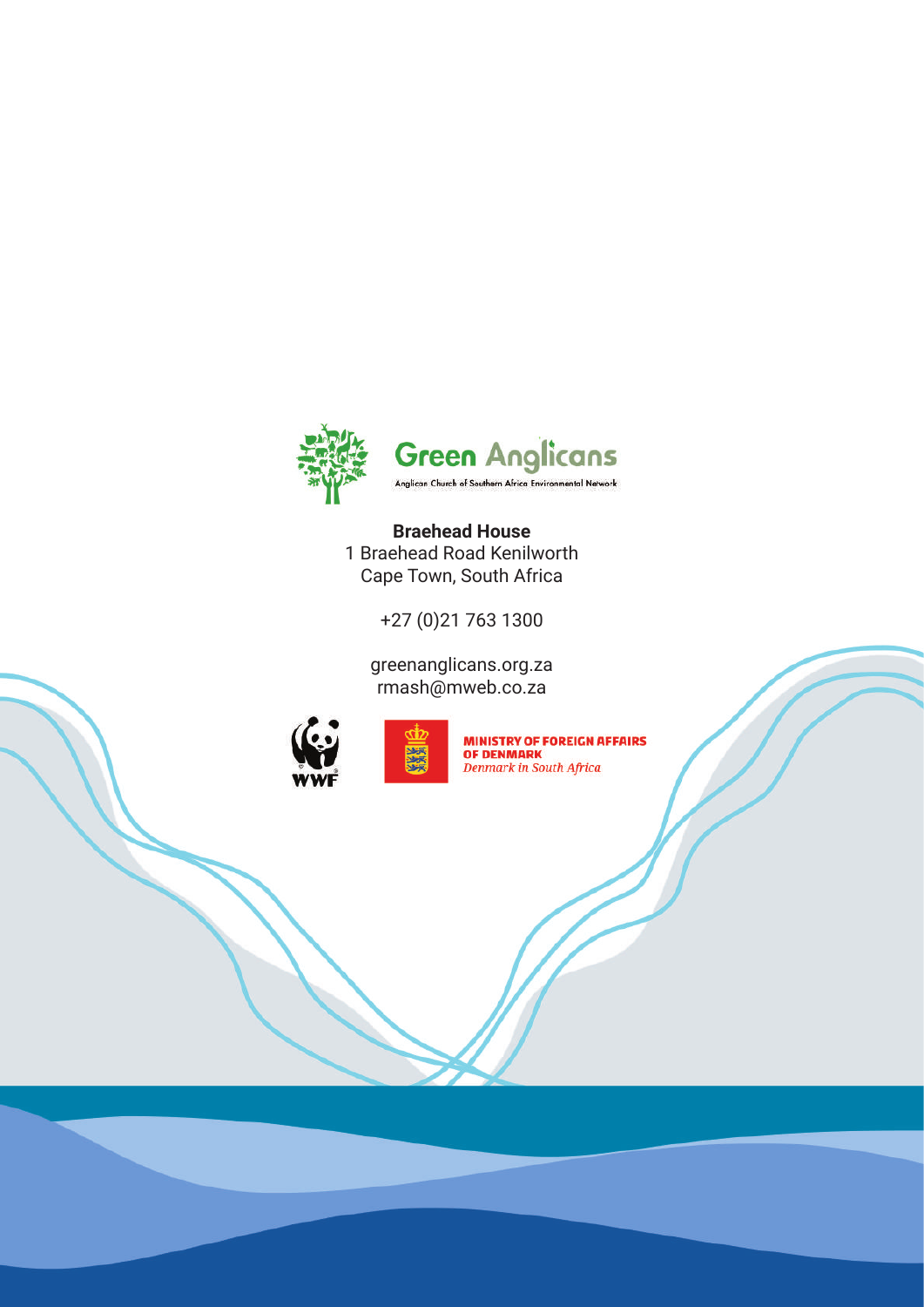Green Anglicans

Anglican Church of Southern Africa Environmental Network

**Braehead House**
1 Braehead Road Kenilworth
Cape Town, South Africa

+27 (0)21 763 1300

greenanglicans.org.za
rmash@mweb.co.za

WWF

MINISTRY OF FOREIGN AFFAIRS OF DENMARK
*Denmark in South Africa*